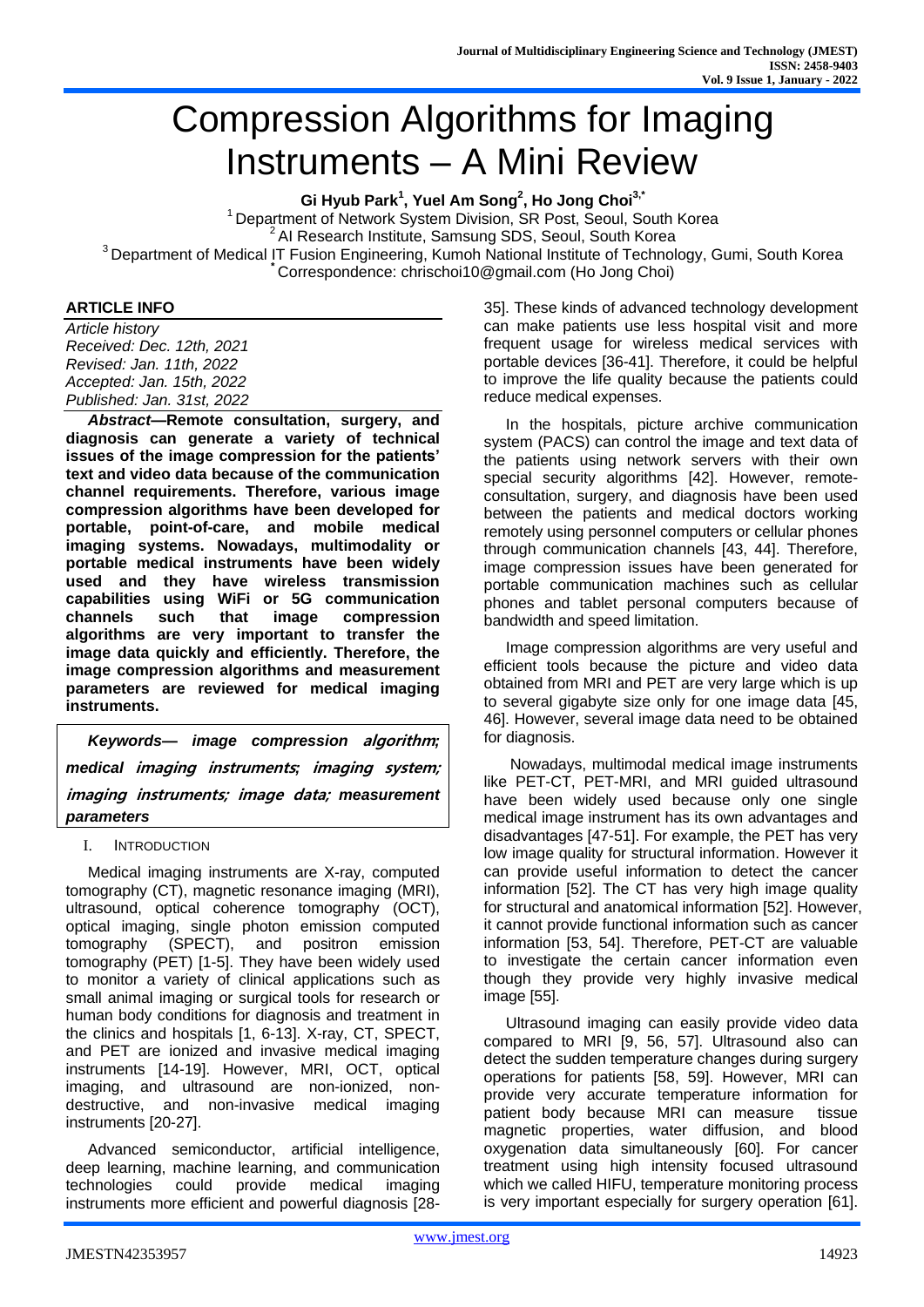# Compression Algorithms for Imaging Instruments – A Mini Review

**Gi Hyub Park[1], Yuel Am Song[2], Ho Jong Choi[3,*]**

[1] Department of Network System Division, SR Post, Seoul, South Korea
[2] AI Research Institute, Samsung SDS, Seoul, South Korea
[3] Department of Medical IT Fusion Engineering, Kumoh National Institute of Technology, Gumi, South Korea
[*] Correspondence: chrischoi10@gmail.com (Ho Jong Choi)

**ARTICLE INFO**

*Article history*
*Received: Dec. 12th, 2021*
*Revised: Jan. 11th, 2022*
*Accepted: Jan. 15th, 2022*
*Published: Jan. 31st, 2022*

***Abstract*—Remote consultation, surgery, and diagnosis can generate a variety of technical issues of the image compression for the patients' text and video data because of the communication channel requirements. Therefore, various image compression algorithms have been developed for portable, point-of-care, and mobile medical imaging systems. Nowadays, multimodality or portable medical instruments have been widely used and they have wireless transmission capabilities using WiFi or 5G communication channels such that image compression algorithms are very important to transfer the image data quickly and efficiently. Therefore, the image compression algorithms and measurement parameters are reviewed for medical imaging instruments.**

***Keywords— image compression algorithm; medical imaging instruments; imaging system; imaging instruments; image data; measurement parameters***

## I. Introduction

Medical imaging instruments are X-ray, computed tomography (CT), magnetic resonance imaging (MRI), ultrasound, optical coherence tomography (OCT), optical imaging, single photon emission computed tomography (SPECT), and positron emission tomography (PET) [1-5]. They have been widely used to monitor a variety of clinical applications such as small animal imaging or surgical tools for research or human body conditions for diagnosis and treatment in the clinics and hospitals [1, 6-13]. X-ray, CT, SPECT, and PET are ionized and invasive medical imaging instruments [14-19]. However, MRI, OCT, optical imaging, and ultrasound are non-ionized, non-destructive, and non-invasive medical imaging instruments [20-27].

Advanced semiconductor, artificial intelligence, deep learning, machine learning, and communication technologies could provide medical imaging instruments more efficient and powerful diagnosis [28-35]. These kinds of advanced technology development can make patients use less hospital visit and more frequent usage for wireless medical services with portable devices [36-41]. Therefore, it could be helpful to improve the life quality because the patients could reduce medical expenses.

In the hospitals, picture archive communication system (PACS) can control the image and text data of the patients using network servers with their own special security algorithms [42]. However, remote-consultation, surgery, and diagnosis have been used between the patients and medical doctors working remotely using personnel computers or cellular phones through communication channels [43, 44]. Therefore, image compression issues have been generated for portable communication machines such as cellular phones and tablet personal computers because of bandwidth and speed limitation.

Image compression algorithms are very useful and efficient tools because the picture and video data obtained from MRI and PET are very large which is up to several gigabyte size only for one image data [45, 46]. However, several image data need to be obtained for diagnosis.

Nowadays, multimodal medical image instruments like PET-CT, PET-MRI, and MRI guided ultrasound have been widely used because only one single medical image instrument has its own advantages and disadvantages [47-51]. For example, the PET has very low image quality for structural information. However it can provide useful information to detect the cancer information [52]. The CT has very high image quality for structural and anatomical information [52]. However, it cannot provide functional information such as cancer information [53, 54]. Therefore, PET-CT are valuable to investigate the certain cancer information even though they provide very highly invasive medical image [55].

Ultrasound imaging can easily provide video data compared to MRI [9, 56, 57]. Ultrasound also can detect the sudden temperature changes during surgery operations for patients [58, 59]. However, MRI can provide very accurate temperature information for patient body because MRI can measure tissue magnetic properties, water diffusion, and blood oxygenation data simultaneously [60]. For cancer treatment using high intensity focused ultrasound which we called HIFU, temperature monitoring process is very important especially for surgery operation [61].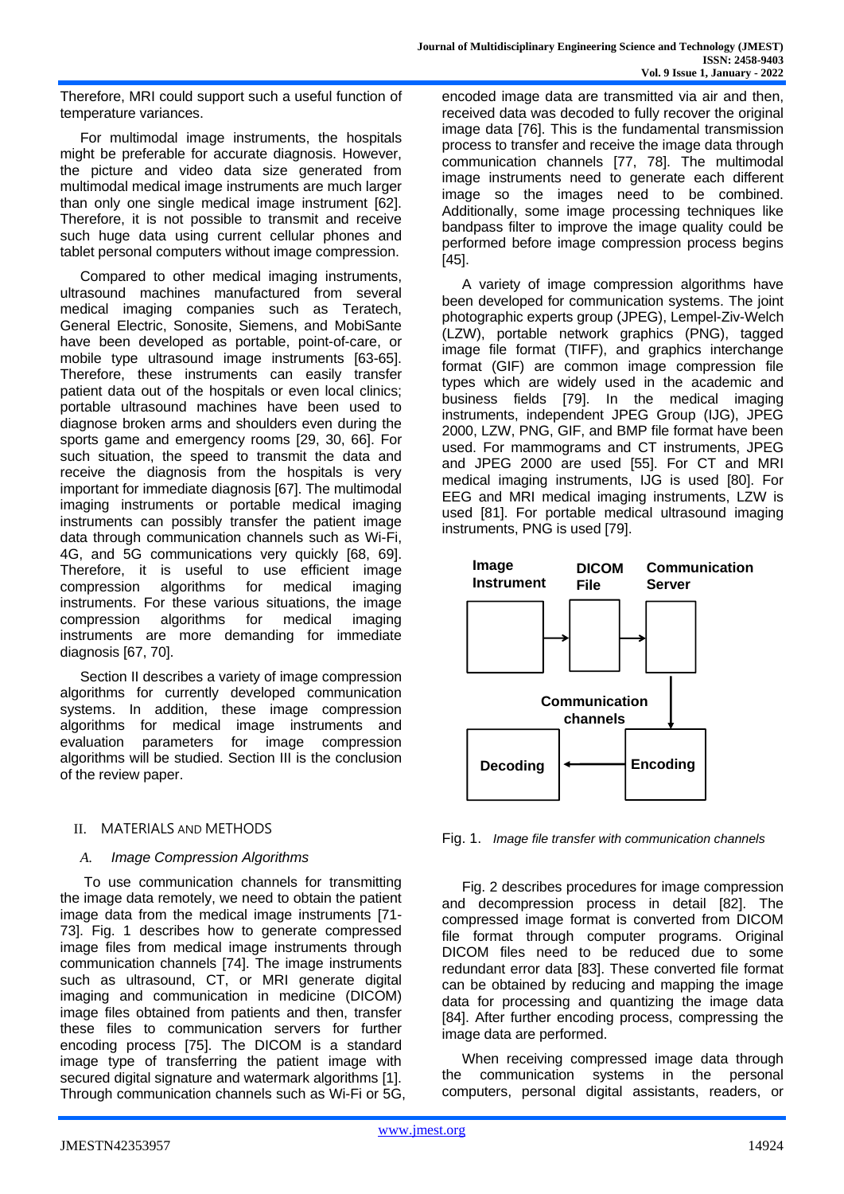Therefore, MRI could support such a useful function of temperature variances.

For multimodal image instruments, the hospitals might be preferable for accurate diagnosis. However, the picture and video data size generated from multimodal medical image instruments are much larger than only one single medical image instrument [62]. Therefore, it is not possible to transmit and receive such huge data using current cellular phones and tablet personal computers without image compression.

Compared to other medical imaging instruments, ultrasound machines manufactured from several medical imaging companies such as Teratech, General Electric, Sonosite, Siemens, and MobiSante have been developed as portable, point-of-care, or mobile type ultrasound image instruments [63-65]. Therefore, these instruments can easily transfer patient data out of the hospitals or even local clinics; portable ultrasound machines have been used to diagnose broken arms and shoulders even during the sports game and emergency rooms [29, 30, 66]. For such situation, the speed to transmit the data and receive the diagnosis from the hospitals is very important for immediate diagnosis [67]. The multimodal imaging instruments or portable medical imaging instruments can possibly transfer the patient image data through communication channels such as Wi-Fi, 4G, and 5G communications very quickly [68, 69]. Therefore, it is useful to use efficient image compression algorithms for medical imaging instruments. For these various situations, the image compression algorithms for medical imaging instruments are more demanding for immediate diagnosis [67, 70].

Section II describes a variety of image compression algorithms for currently developed communication systems. In addition, these image compression algorithms for medical image instruments and evaluation parameters for image compression algorithms will be studied. Section III is the conclusion of the review paper.

## II. MATERIALS AND METHODS

### *A. Image Compression Algorithms*

To use communication channels for transmitting the image data remotely, we need to obtain the patient image data from the medical image instruments [71-73]. Fig. 1 describes how to generate compressed image files from medical image instruments through communication channels [74]. The image instruments such as ultrasound, CT, or MRI generate digital imaging and communication in medicine (DICOM) image files obtained from patients and then, transfer these files to communication servers for further encoding process [75]. The DICOM is a standard image type of transferring the patient image with secured digital signature and watermark algorithms [1]. Through communication channels such as Wi-Fi or 5G, encoded image data are transmitted via air and then, received data was decoded to fully recover the original image data [76]. This is the fundamental transmission process to transfer and receive the image data through communication channels [77, 78]. The multimodal image instruments need to generate each different image so the images need to be combined. Additionally, some image processing techniques like bandpass filter to improve the image quality could be performed before image compression process begins [45].

A variety of image compression algorithms have been developed for communication systems. The joint photographic experts group (JPEG), Lempel-Ziv-Welch (LZW), portable network graphics (PNG), tagged image file format (TIFF), and graphics interchange format (GIF) are common image compression file types which are widely used in the academic and business fields [79]. In the medical imaging instruments, independent JPEG Group (IJG), JPEG 2000, LZW, PNG, GIF, and BMP file format have been used. For mammograms and CT instruments, JPEG and JPEG 2000 are used [55]. For CT and MRI medical imaging instruments, IJG is used [80]. For EEG and MRI medical imaging instruments, LZW is used [81]. For portable medical ultrasound imaging instruments, PNG is used [79].

**Image Instrument** → **DICOM File** → **Communication Server** → **Communication channels** → **Encoding** → **Decoding**

Fig. 1. *Image file transfer with communication channels*

Fig. 2 describes procedures for image compression and decompression process in detail [82]. The compressed image format is converted from DICOM file format through computer programs. Original DICOM files need to be reduced due to some redundant error data [83]. These converted file format can be obtained by reducing and mapping the image data for processing and quantizing the image data [84]. After further encoding process, compressing the image data are performed.

When receiving compressed image data through the communication systems in the personal computers, personal digital assistants, readers, or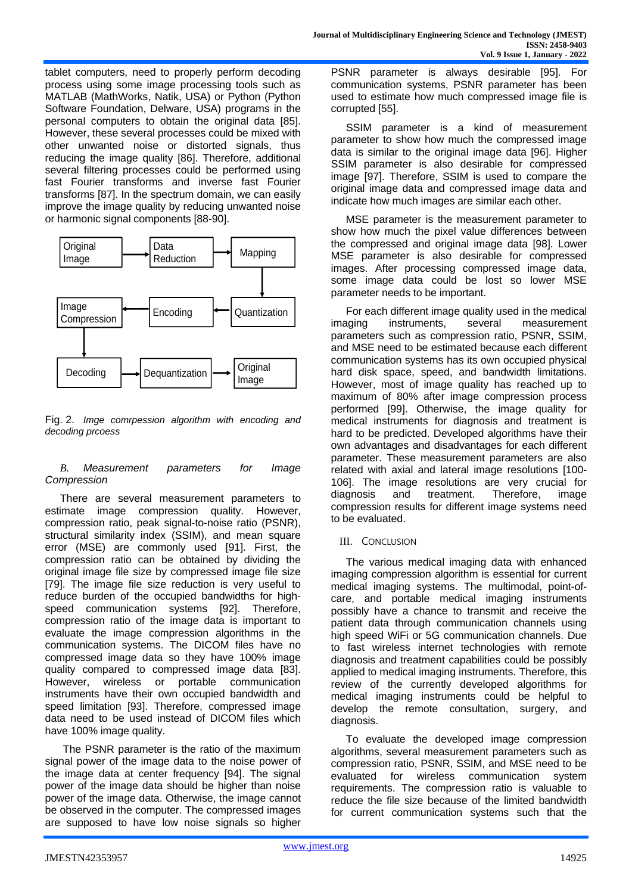tablet computers, need to properly perform decoding process using some image processing tools such as MATLAB (MathWorks, Natik, USA) or Python (Python Software Foundation, Delware, USA) programs in the personal computers to obtain the original data [85]. However, these several processes could be mixed with other unwanted noise or distorted signals, thus reducing the image quality [86]. Therefore, additional several filtering processes could be performed using fast Fourier transforms and inverse fast Fourier transforms [87]. In the spectrum domain, we can easily improve the image quality by reducing unwanted noise or harmonic signal components [88-90].

Original Image → Data Reduction → Mapping → Quantization → Encoding → Image Compression → Decoding → Dequantization → Original Image

Fig. 2. *Imge comrpession algorithm with encoding and decoding prcoess*

### *B. Measurement parameters for Image Compression*

There are several measurement parameters to estimate image compression quality. However, compression ratio, peak signal-to-noise ratio (PSNR), structural similarity index (SSIM), and mean square error (MSE) are commonly used [91]. First, the compression ratio can be obtained by dividing the original image file size by compressed image file size [79]. The image file size reduction is very useful to reduce burden of the occupied bandwidths for high-speed communication systems [92]. Therefore, compression ratio of the image data is important to evaluate the image compression algorithms in the communication systems. The DICOM files have no compressed image data so they have 100% image quality compared to compressed image data [83]. However, wireless or portable communication instruments have their own occupied bandwidth and speed limitation [93]. Therefore, compressed image data need to be used instead of DICOM files which have 100% image quality.

The PSNR parameter is the ratio of the maximum signal power of the image data to the noise power of the image data at center frequency [94]. The signal power of the image data should be higher than noise power of the image data. Otherwise, the image cannot be observed in the computer. The compressed images are supposed to have low noise signals so higher PSNR parameter is always desirable [95]. For communication systems, PSNR parameter has been used to estimate how much compressed image file is corrupted [55].

SSIM parameter is a kind of measurement parameter to show how much the compressed image data is similar to the original image data [96]. Higher SSIM parameter is also desirable for compressed image [97]. Therefore, SSIM is used to compare the original image data and compressed image data and indicate how much images are similar each other.

MSE parameter is the measurement parameter to show how much the pixel value differences between the compressed and original image data [98]. Lower MSE parameter is also desirable for compressed images. After processing compressed image data, some image data could be lost so lower MSE parameter needs to be important.

For each different image quality used in the medical imaging instruments, several measurement parameters such as compression ratio, PSNR, SSIM, and MSE need to be estimated because each different communication systems has its own occupied physical hard disk space, speed, and bandwidth limitations. However, most of image quality has reached up to maximum of 80% after image compression process performed [99]. Otherwise, the image quality for medical instruments for diagnosis and treatment is hard to be predicted. Developed algorithms have their own advantages and disadvantages for each different parameter. These measurement parameters are also related with axial and lateral image resolutions [100-106]. The image resolutions are very crucial for diagnosis and treatment. Therefore, image compression results for different image systems need to be evaluated.

## III. Conclusion

The various medical imaging data with enhanced imaging compression algorithm is essential for current medical imaging systems. The multimodal, point-of-care, and portable medical imaging instruments possibly have a chance to transmit and receive the patient data through communication channels using high speed WiFi or 5G communication channels. Due to fast wireless internet technologies with remote diagnosis and treatment capabilities could be possibly applied to medical imaging instruments. Therefore, this review of the currently developed algorithms for medical imaging instruments could be helpful to develop the remote consultation, surgery, and diagnosis.

To evaluate the developed image compression algorithms, several measurement parameters such as compression ratio, PSNR, SSIM, and MSE need to be evaluated for wireless communication system requirements. The compression ratio is valuable to reduce the file size because of the limited bandwidth for current communication systems such that the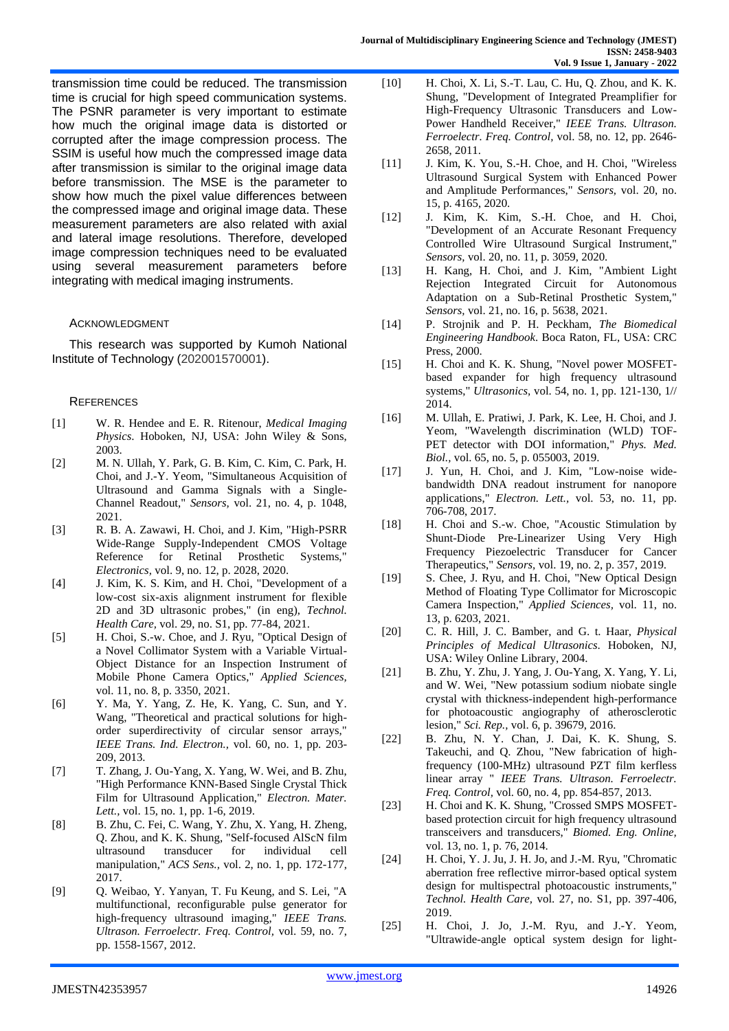transmission time could be reduced. The transmission time is crucial for high speed communication systems. The PSNR parameter is very important to estimate how much the original image data is distorted or corrupted after the image compression process. The SSIM is useful how much the compressed image data after transmission is similar to the original image data before transmission. The MSE is the parameter to show how much the pixel value differences between the compressed image and original image data. These measurement parameters are also related with axial and lateral image resolutions. Therefore, developed image compression techniques need to be evaluated using several measurement parameters before integrating with medical imaging instruments.

## ACKNOWLEDGMENT

This research was supported by Kumoh National Institute of Technology (202001570001).

## REFERENCES

[1] W. R. Hendee and E. R. Ritenour, *Medical Imaging Physics*. Hoboken, NJ, USA: John Wiley & Sons, 2003.

[2] M. N. Ullah, Y. Park, G. B. Kim, C. Kim, C. Park, H. Choi, and J.-Y. Yeom, "Simultaneous Acquisition of Ultrasound and Gamma Signals with a Single-Channel Readout," *Sensors,* vol. 21, no. 4, p. 1048, 2021.

[3] R. B. A. Zawawi, H. Choi, and J. Kim, "High-PSRR Wide-Range Supply-Independent CMOS Voltage Reference for Retinal Prosthetic Systems," *Electronics*, vol. 9, no. 12, p. 2028, 2020.

[4] J. Kim, K. S. Kim, and H. Choi, "Development of a low-cost six-axis alignment instrument for flexible 2D and 3D ultrasonic probes," (in eng), *Technol. Health Care,* vol. 29, no. S1, pp. 77-84, 2021.

[5] H. Choi, S.-w. Choe, and J. Ryu, "Optical Design of a Novel Collimator System with a Variable Virtual-Object Distance for an Inspection Instrument of Mobile Phone Camera Optics," *Applied Sciences,* vol. 11, no. 8, p. 3350, 2021.

[6] Y. Ma, Y. Yang, Z. He, K. Yang, C. Sun, and Y. Wang, "Theoretical and practical solutions for high-order superdirectivity of circular sensor arrays," *IEEE Trans. Ind. Electron.,* vol. 60, no. 1, pp. 203-209, 2013.

[7] T. Zhang, J. Ou-Yang, X. Yang, W. Wei, and B. Zhu, "High Performance KNN-Based Single Crystal Thick Film for Ultrasound Application," *Electron. Mater. Lett.,* vol. 15, no. 1, pp. 1-6, 2019.

[8] B. Zhu, C. Fei, C. Wang, Y. Zhu, X. Yang, H. Zheng, Q. Zhou, and K. K. Shung, "Self-focused AlScN film ultrasound transducer for individual cell manipulation," *ACS Sens.,* vol. 2, no. 1, pp. 172-177, 2017.

[9] Q. Weibao, Y. Yanyan, T. Fu Keung, and S. Lei, "A multifunctional, reconfigurable pulse generator for high-frequency ultrasound imaging," *IEEE Trans. Ultrason. Ferroelectr. Freq. Control,* vol. 59, no. 7, pp. 1558-1567, 2012.

[10] H. Choi, X. Li, S.-T. Lau, C. Hu, Q. Zhou, and K. K. Shung, "Development of Integrated Preamplifier for High-Frequency Ultrasonic Transducers and Low-Power Handheld Receiver," *IEEE Trans. Ultrason. Ferroelectr. Freq. Control*, vol. 58, no. 12, pp. 2646-2658, 2011.

[11] J. Kim, K. You, S.-H. Choe, and H. Choi, "Wireless Ultrasound Surgical System with Enhanced Power and Amplitude Performances," *Sensors,* vol. 20, no. 15, p. 4165, 2020.

[12] J. Kim, K. Kim, S.-H. Choe, and H. Choi, "Development of an Accurate Resonant Frequency Controlled Wire Ultrasound Surgical Instrument," *Sensors,* vol. 20, no. 11, p. 3059, 2020.

[13] H. Kang, H. Choi, and J. Kim, "Ambient Light Rejection Integrated Circuit for Autonomous Adaptation on a Sub-Retinal Prosthetic System," *Sensors,* vol. 21, no. 16, p. 5638, 2021.

[14] P. Strojnik and P. H. Peckham, *The Biomedical Engineering Handbook*. Boca Raton, FL, USA: CRC Press, 2000.

[15] H. Choi and K. K. Shung, "Novel power MOSFET-based expander for high frequency ultrasound systems," *Ultrasonics,* vol. 54, no. 1, pp. 121-130, 1// 2014.

[16] M. Ullah, E. Pratiwi, J. Park, K. Lee, H. Choi, and J. Yeom, "Wavelength discrimination (WLD) TOF-PET detector with DOI information," *Phys. Med. Biol.,* vol. 65, no. 5, p. 055003, 2019.

[17] J. Yun, H. Choi, and J. Kim, "Low-noise wide-bandwidth DNA readout instrument for nanopore applications," *Electron. Lett.,* vol. 53, no. 11, pp. 706-708, 2017.

[18] H. Choi and S.-w. Choe, "Acoustic Stimulation by Shunt-Diode Pre-Linearizer Using Very High Frequency Piezoelectric Transducer for Cancer Therapeutics," *Sensors,* vol. 19, no. 2, p. 357, 2019.

[19] S. Chee, J. Ryu, and H. Choi, "New Optical Design Method of Floating Type Collimator for Microscopic Camera Inspection," *Applied Sciences,* vol. 11, no. 13, p. 6203, 2021.

[20] C. R. Hill, J. C. Bamber, and G. t. Haar, *Physical Principles of Medical Ultrasonics*. Hoboken, NJ, USA: Wiley Online Library, 2004.

[21] B. Zhu, Y. Zhu, J. Yang, J. Ou-Yang, X. Yang, Y. Li, and W. Wei, "New potassium sodium niobate single crystal with thickness-independent high-performance for photoacoustic angiography of atherosclerotic lesion," *Sci. Rep.,* vol. 6, p. 39679, 2016.

[22] B. Zhu, N. Y. Chan, J. Dai, K. K. Shung, S. Takeuchi, and Q. Zhou, "New fabrication of high-frequency (100-MHz) ultrasound PZT film kerfless linear array " *IEEE Trans. Ultrason. Ferroelectr. Freq. Control,* vol. 60, no. 4, pp. 854-857, 2013.

[23] H. Choi and K. K. Shung, "Crossed SMPS MOSFET-based protection circuit for high frequency ultrasound transceivers and transducers," *Biomed. Eng. Online,* vol. 13, no. 1, p. 76, 2014.

[24] H. Choi, Y. J. Ju, J. H. Jo, and J.-M. Ryu, "Chromatic aberration free reflective mirror-based optical system design for multispectral photoacoustic instruments," *Technol. Health Care,* vol. 27, no. S1, pp. 397-406, 2019.

[25] H. Choi, J. Jo, J.-M. Ryu, and J.-Y. Yeom, "Ultrawide-angle optical system design for light-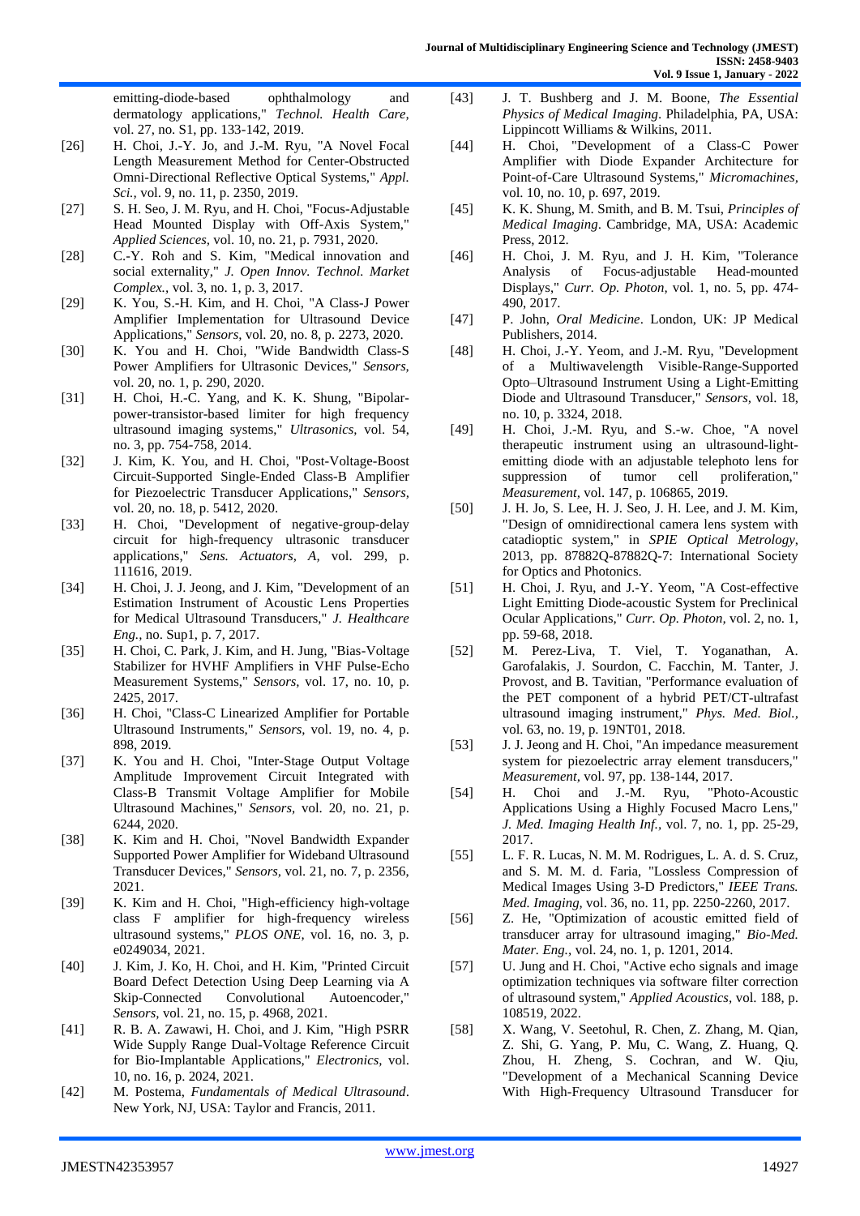emitting-diode-based ophthalmology and dermatology applications," *Technol. Health Care,* vol. 27, no. S1, pp. 133-142, 2019.

[26] H. Choi, J.-Y. Jo, and J.-M. Ryu, "A Novel Focal Length Measurement Method for Center-Obstructed Omni-Directional Reflective Optical Systems," *Appl. Sci.,* vol. 9, no. 11, p. 2350, 2019.

[27] S. H. Seo, J. M. Ryu, and H. Choi, "Focus-Adjustable Head Mounted Display with Off-Axis System," *Applied Sciences,* vol. 10, no. 21, p. 7931, 2020.

[28] C.-Y. Roh and S. Kim, "Medical innovation and social externality," *J. Open Innov. Technol. Market Complex.,* vol. 3, no. 1, p. 3, 2017.

[29] K. You, S.-H. Kim, and H. Choi, "A Class-J Power Amplifier Implementation for Ultrasound Device Applications," *Sensors,* vol. 20, no. 8, p. 2273, 2020.

[30] K. You and H. Choi, "Wide Bandwidth Class-S Power Amplifiers for Ultrasonic Devices," *Sensors,* vol. 20, no. 1, p. 290, 2020.

[31] H. Choi, H.-C. Yang, and K. K. Shung, "Bipolar-power-transistor-based limiter for high frequency ultrasound imaging systems," *Ultrasonics,* vol. 54, no. 3, pp. 754-758, 2014.

[32] J. Kim, K. You, and H. Choi, "Post-Voltage-Boost Circuit-Supported Single-Ended Class-B Amplifier for Piezoelectric Transducer Applications," *Sensors,* vol. 20, no. 18, p. 5412, 2020.

[33] H. Choi, "Development of negative-group-delay circuit for high-frequency ultrasonic transducer applications," *Sens. Actuators, A,* vol. 299, p. 111616, 2019.

[34] H. Choi, J. J. Jeong, and J. Kim, "Development of an Estimation Instrument of Acoustic Lens Properties for Medical Ultrasound Transducers," *J. Healthcare Eng.,* no. Sup1, p. 7, 2017.

[35] H. Choi, C. Park, J. Kim, and H. Jung, "Bias-Voltage Stabilizer for HVHF Amplifiers in VHF Pulse-Echo Measurement Systems," *Sensors,* vol. 17, no. 10, p. 2425, 2017.

[36] H. Choi, "Class-C Linearized Amplifier for Portable Ultrasound Instruments," *Sensors,* vol. 19, no. 4, p. 898, 2019.

[37] K. You and H. Choi, "Inter-Stage Output Voltage Amplitude Improvement Circuit Integrated with Class-B Transmit Voltage Amplifier for Mobile Ultrasound Machines," *Sensors,* vol. 20, no. 21, p. 6244, 2020.

[38] K. Kim and H. Choi, "Novel Bandwidth Expander Supported Power Amplifier for Wideband Ultrasound Transducer Devices," *Sensors,* vol. 21, no. 7, p. 2356, 2021.

[39] K. Kim and H. Choi, "High-efficiency high-voltage class F amplifier for high-frequency wireless ultrasound systems," *PLOS ONE,* vol. 16, no. 3, p. e0249034, 2021.

[40] J. Kim, J. Ko, H. Choi, and H. Kim, "Printed Circuit Board Defect Detection Using Deep Learning via A Skip-Connected Convolutional Autoencoder," *Sensors,* vol. 21, no. 15, p. 4968, 2021.

[41] R. B. A. Zawawi, H. Choi, and J. Kim, "High PSRR Wide Supply Range Dual-Voltage Reference Circuit for Bio-Implantable Applications," *Electronics,* vol. 10, no. 16, p. 2024, 2021.

[42] M. Postema, *Fundamentals of Medical Ultrasound*. New York, NJ, USA: Taylor and Francis, 2011.

[43] J. T. Bushberg and J. M. Boone, *The Essential Physics of Medical Imaging*. Philadelphia, PA, USA: Lippincott Williams & Wilkins, 2011.

[44] H. Choi, "Development of a Class-C Power Amplifier with Diode Expander Architecture for Point-of-Care Ultrasound Systems," *Micromachines,* vol. 10, no. 10, p. 697, 2019.

[45] K. K. Shung, M. Smith, and B. M. Tsui, *Principles of Medical Imaging*. Cambridge, MA, USA: Academic Press, 2012.

[46] H. Choi, J. M. Ryu, and J. H. Kim, "Tolerance Analysis of Focus-adjustable Head-mounted Displays," *Curr. Op. Photon,* vol. 1, no. 5, pp. 474-490, 2017.

[47] P. John, *Oral Medicine*. London, UK: JP Medical Publishers, 2014.

[48] H. Choi, J.-Y. Yeom, and J.-M. Ryu, "Development of a Multiwavelength Visible-Range-Supported Opto–Ultrasound Instrument Using a Light-Emitting Diode and Ultrasound Transducer," *Sensors,* vol. 18, no. 10, p. 3324, 2018.

[49] H. Choi, J.-M. Ryu, and S.-w. Choe, "A novel therapeutic instrument using an ultrasound-light-emitting diode with an adjustable telephoto lens for suppression of tumor cell proliferation," *Measurement,* vol. 147, p. 106865, 2019.

[50] J. H. Jo, S. Lee, H. J. Seo, J. H. Lee, and J. M. Kim, "Design of omnidirectional camera lens system with catadioptic system," in *SPIE Optical Metrology*, 2013, pp. 87882Q-87882Q-7: International Society for Optics and Photonics.

[51] H. Choi, J. Ryu, and J.-Y. Yeom, "A Cost-effective Light Emitting Diode-acoustic System for Preclinical Ocular Applications," *Curr. Op. Photon,* vol. 2, no. 1, pp. 59-68, 2018.

[52] M. Perez-Liva, T. Viel, T. Yoganathan, A. Garofalakis, J. Sourdon, C. Facchin, M. Tanter, J. Provost, and B. Tavitian, "Performance evaluation of the PET component of a hybrid PET/CT-ultrafast ultrasound imaging instrument," *Phys. Med. Biol.,* vol. 63, no. 19, p. 19NT01, 2018.

[53] J. J. Jeong and H. Choi, "An impedance measurement system for piezoelectric array element transducers," *Measurement,* vol. 97, pp. 138-144, 2017.

[54] H. Choi and J.-M. Ryu, "Photo-Acoustic Applications Using a Highly Focused Macro Lens," *J. Med. Imaging Health Inf.,* vol. 7, no. 1, pp. 25-29, 2017.

[55] L. F. R. Lucas, N. M. M. Rodrigues, L. A. d. S. Cruz, and S. M. M. d. Faria, "Lossless Compression of Medical Images Using 3-D Predictors," *IEEE Trans. Med. Imaging,* vol. 36, no. 11, pp. 2250-2260, 2017.

[56] Z. He, "Optimization of acoustic emitted field of transducer array for ultrasound imaging," *Bio-Med. Mater. Eng.,* vol. 24, no. 1, p. 1201, 2014.

[57] U. Jung and H. Choi, "Active echo signals and image optimization techniques via software filter correction of ultrasound system," *Applied Acoustics,* vol. 188, p. 108519, 2022.

[58] X. Wang, V. Seetohul, R. Chen, Z. Zhang, M. Qian, Z. Shi, G. Yang, P. Mu, C. Wang, Z. Huang, Q. Zhou, H. Zheng, S. Cochran, and W. Qiu, "Development of a Mechanical Scanning Device With High-Frequency Ultrasound Transducer for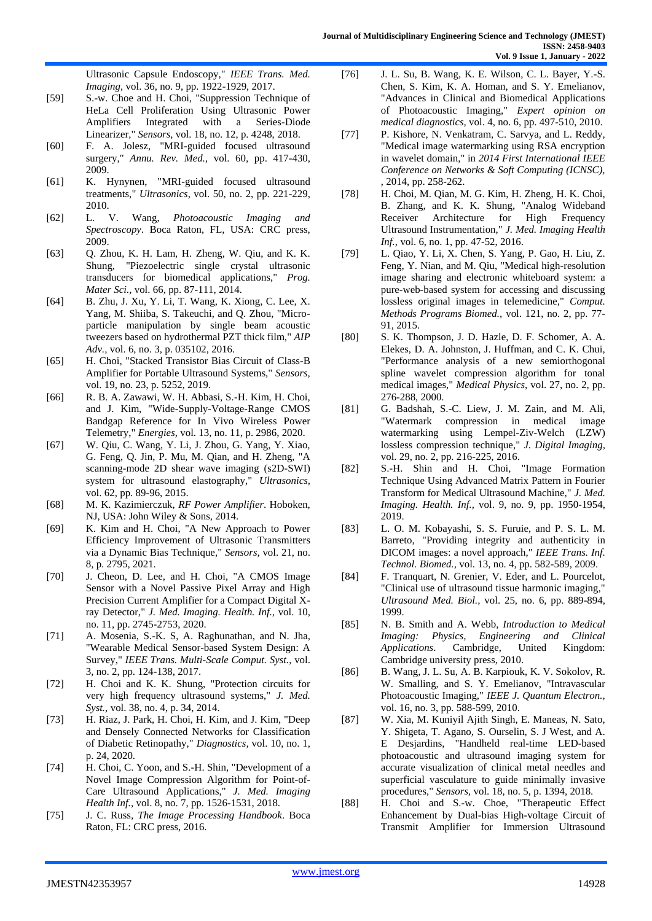Ultrasonic Capsule Endoscopy," *IEEE Trans. Med. Imaging*, vol. 36, no. 9, pp. 1922-1929, 2017.

[59] S.-w. Choe and H. Choi, "Suppression Technique of HeLa Cell Proliferation Using Ultrasonic Power Amplifiers Integrated with a Series-Diode Linearizer," *Sensors*, vol. 18, no. 12, p. 4248, 2018.

[60] F. A. Jolesz, "MRI-guided focused ultrasound surgery," *Annu. Rev. Med.*, vol. 60, pp. 417-430, 2009.

[61] K. Hynynen, "MRI-guided focused ultrasound treatments," *Ultrasonics*, vol. 50, no. 2, pp. 221-229, 2010.

[62] L. V. Wang, *Photoacoustic Imaging and Spectroscopy*. Boca Raton, FL, USA: CRC press, 2009.

[63] Q. Zhou, K. H. Lam, H. Zheng, W. Qiu, and K. K. Shung, "Piezoelectric single crystal ultrasonic transducers for biomedical applications," *Prog. Mater Sci.*, vol. 66, pp. 87-111, 2014.

[64] B. Zhu, J. Xu, Y. Li, T. Wang, K. Xiong, C. Lee, X. Yang, M. Shiiba, S. Takeuchi, and Q. Zhou, "Micro-particle manipulation by single beam acoustic tweezers based on hydrothermal PZT thick film," *AIP Adv.*, vol. 6, no. 3, p. 035102, 2016.

[65] H. Choi, "Stacked Transistor Bias Circuit of Class-B Amplifier for Portable Ultrasound Systems," *Sensors*, vol. 19, no. 23, p. 5252, 2019.

[66] R. B. A. Zawawi, W. H. Abbasi, S.-H. Kim, H. Choi, and J. Kim, "Wide-Supply-Voltage-Range CMOS Bandgap Reference for In Vivo Wireless Power Telemetry," *Energies*, vol. 13, no. 11, p. 2986, 2020.

[67] W. Qiu, C. Wang, Y. Li, J. Zhou, G. Yang, Y. Xiao, G. Feng, Q. Jin, P. Mu, M. Qian, and H. Zheng, "A scanning-mode 2D shear wave imaging (s2D-SWI) system for ultrasound elastography," *Ultrasonics*, vol. 62, pp. 89-96, 2015.

[68] M. K. Kazimierczuk, *RF Power Amplifier*. Hoboken, NJ, USA: John Wiley & Sons, 2014.

[69] K. Kim and H. Choi, "A New Approach to Power Efficiency Improvement of Ultrasonic Transmitters via a Dynamic Bias Technique," *Sensors*, vol. 21, no. 8, p. 2795, 2021.

[70] J. Cheon, D. Lee, and H. Choi, "A CMOS Image Sensor with a Novel Passive Pixel Array and High Precision Current Amplifier for a Compact Digital X-ray Detector," *J. Med. Imaging. Health. Inf.*, vol. 10, no. 11, pp. 2745-2753, 2020.

[71] A. Mosenia, S.-K. S, A. Raghunathan, and N. Jha, "Wearable Medical Sensor-based System Design: A Survey," *IEEE Trans. Multi-Scale Comput. Syst.*, vol. 3, no. 2, pp. 124-138, 2017.

[72] H. Choi and K. K. Shung, "Protection circuits for very high frequency ultrasound systems," *J. Med. Syst.*, vol. 38, no. 4, p. 34, 2014.

[73] H. Riaz, J. Park, H. Choi, H. Kim, and J. Kim, "Deep and Densely Connected Networks for Classification of Diabetic Retinopathy," *Diagnostics*, vol. 10, no. 1, p. 24, 2020.

[74] H. Choi, C. Yoon, and S.-H. Shin, "Development of a Novel Image Compression Algorithm for Point-of-Care Ultrasound Applications," *J. Med. Imaging Health Inf.*, vol. 8, no. 7, pp. 1526-1531, 2018.

[75] J. C. Russ, *The Image Processing Handbook*. Boca Raton, FL: CRC press, 2016.

[76] J. L. Su, B. Wang, K. E. Wilson, C. L. Bayer, Y.-S. Chen, S. Kim, K. A. Homan, and S. Y. Emelianov, "Advances in Clinical and Biomedical Applications of Photoacoustic Imaging," *Expert opinion on medical diagnostics*, vol. 4, no. 6, pp. 497-510, 2010.

[77] P. Kishore, N. Venkatram, C. Sarvya, and L. Reddy, "Medical image watermarking using RSA encryption in wavelet domain," in *2014 First International IEEE Conference on Networks & Soft Computing (ICNSC)*, , 2014, pp. 258-262.

[78] H. Choi, M. Qian, M. G. Kim, H. Zheng, H. K. Choi, B. Zhang, and K. K. Shung, "Analog Wideband Receiver Architecture for High Frequency Ultrasound Instrumentation," *J. Med. Imaging Health Inf.*, vol. 6, no. 1, pp. 47-52, 2016.

[79] L. Qiao, Y. Li, X. Chen, S. Yang, P. Gao, H. Liu, Z. Feng, Y. Nian, and M. Qiu, "Medical high-resolution image sharing and electronic whiteboard system: a pure-web-based system for accessing and discussing lossless original images in telemedicine," *Comput. Methods Programs Biomed.*, vol. 121, no. 2, pp. 77-91, 2015.

[80] S. K. Thompson, J. D. Hazle, D. F. Schomer, A. A. Elekes, D. A. Johnston, J. Huffman, and C. K. Chui, "Performance analysis of a new semiorthogonal spline wavelet compression algorithm for tonal medical images," *Medical Physics*, vol. 27, no. 2, pp. 276-288, 2000.

[81] G. Badshah, S.-C. Liew, J. M. Zain, and M. Ali, "Watermark compression in medical image watermarking using Lempel-Ziv-Welch (LZW) lossless compression technique," *J. Digital Imaging*, vol. 29, no. 2, pp. 216-225, 2016.

[82] S.-H. Shin and H. Choi, "Image Formation Technique Using Advanced Matrix Pattern in Fourier Transform for Medical Ultrasound Machine," *J. Med. Imaging. Health. Inf.*, vol. 9, no. 9, pp. 1950-1954, 2019.

[83] L. O. M. Kobayashi, S. S. Furuie, and P. S. L. M. Barreto, "Providing integrity and authenticity in DICOM images: a novel approach," *IEEE Trans. Inf. Technol. Biomed.*, vol. 13, no. 4, pp. 582-589, 2009.

[84] F. Tranquart, N. Grenier, V. Eder, and L. Pourcelot, "Clinical use of ultrasound tissue harmonic imaging," *Ultrasound Med. Biol.*, vol. 25, no. 6, pp. 889-894, 1999.

[85] N. B. Smith and A. Webb, *Introduction to Medical Imaging: Physics, Engineering and Clinical Applications*. Cambridge, United Kingdom: Cambridge university press, 2010.

[86] B. Wang, J. L. Su, A. B. Karpiouk, K. V. Sokolov, R. W. Smalling, and S. Y. Emelianov, "Intravascular Photoacoustic Imaging," *IEEE J. Quantum Electron.*, vol. 16, no. 3, pp. 588-599, 2010.

[87] W. Xia, M. Kuniyil Ajith Singh, E. Maneas, N. Sato, Y. Shigeta, T. Agano, S. Ourselin, S. J West, and A. E Desjardins, "Handheld real-time LED-based photoacoustic and ultrasound imaging system for accurate visualization of clinical metal needles and superficial vasculature to guide minimally invasive procedures," *Sensors*, vol. 18, no. 5, p. 1394, 2018.

[88] H. Choi and S.-w. Choe, "Therapeutic Effect Enhancement by Dual-bias High-voltage Circuit of Transmit Amplifier for Immersion Ultrasound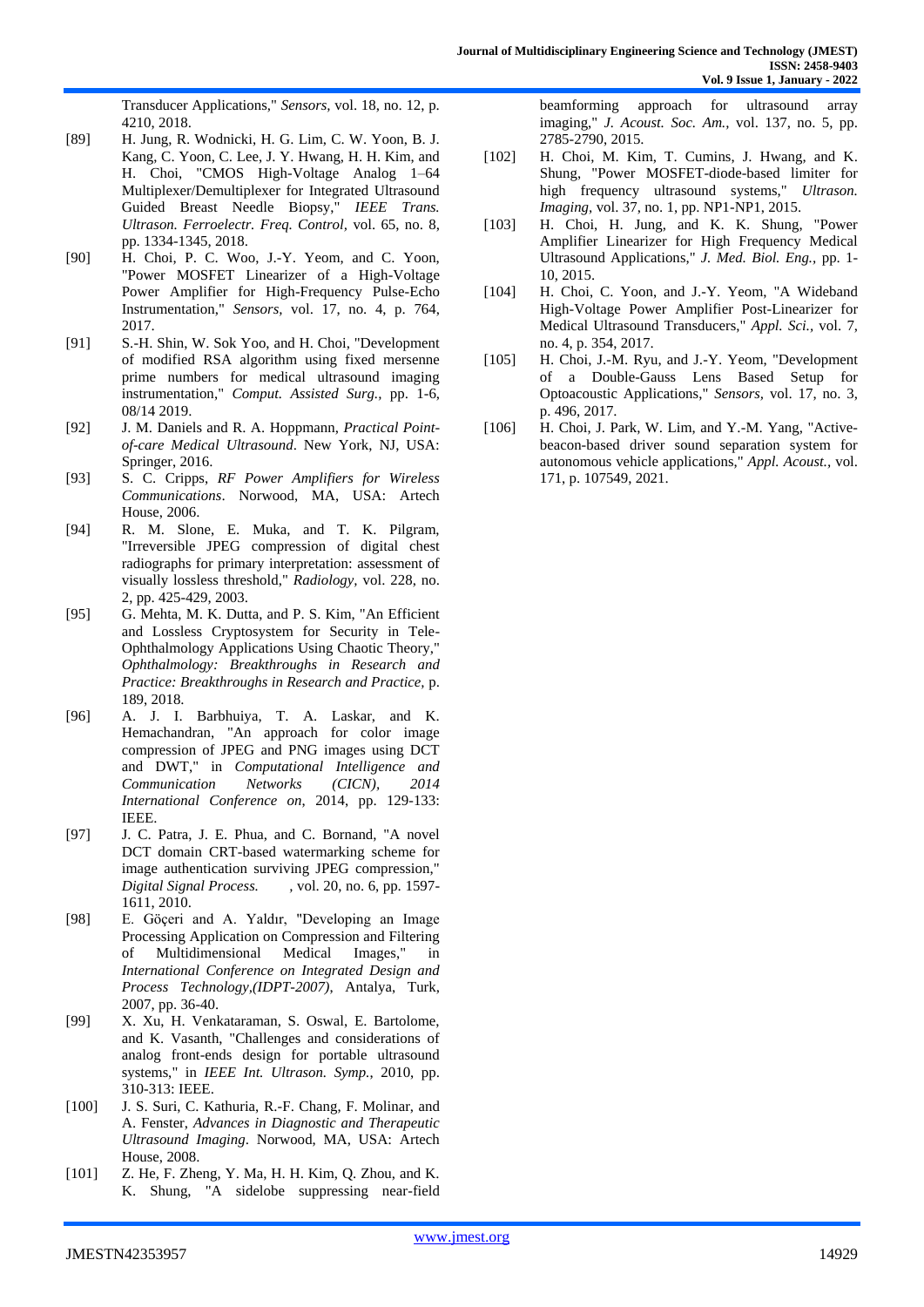Transducer Applications," *Sensors*, vol. 18, no. 12, p. 4210, 2018.

[89] H. Jung, R. Wodnicki, H. G. Lim, C. W. Yoon, B. J. Kang, C. Yoon, C. Lee, J. Y. Hwang, H. H. Kim, and H. Choi, "CMOS High-Voltage Analog 1–64 Multiplexer/Demultiplexer for Integrated Ultrasound Guided Breast Needle Biopsy," *IEEE Trans. Ultrason. Ferroelectr. Freq. Control*, vol. 65, no. 8, pp. 1334-1345, 2018.

[90] H. Choi, P. C. Woo, J.-Y. Yeom, and C. Yoon, "Power MOSFET Linearizer of a High-Voltage Power Amplifier for High-Frequency Pulse-Echo Instrumentation," *Sensors*, vol. 17, no. 4, p. 764, 2017.

[91] S.-H. Shin, W. Sok Yoo, and H. Choi, "Development of modified RSA algorithm using fixed mersenne prime numbers for medical ultrasound imaging instrumentation," *Comput. Assisted Surg.*, pp. 1-6, 08/14 2019.

[92] J. M. Daniels and R. A. Hoppmann, *Practical Point-of-care Medical Ultrasound*. New York, NJ, USA: Springer, 2016.

[93] S. C. Cripps, *RF Power Amplifiers for Wireless Communications*. Norwood, MA, USA: Artech House, 2006.

[94] R. M. Slone, E. Muka, and T. K. Pilgram, "Irreversible JPEG compression of digital chest radiographs for primary interpretation: assessment of visually lossless threshold," *Radiology*, vol. 228, no. 2, pp. 425-429, 2003.

[95] G. Mehta, M. K. Dutta, and P. S. Kim, "An Efficient and Lossless Cryptosystem for Security in Tele-Ophthalmology Applications Using Chaotic Theory," *Ophthalmology: Breakthroughs in Research and Practice: Breakthroughs in Research and Practice*, p. 189, 2018.

[96] A. J. I. Barbhuiya, T. A. Laskar, and K. Hemachandran, "An approach for color image compression of JPEG and PNG images using DCT and DWT," in *Computational Intelligence and Communication Networks (CICN), 2014 International Conference on*, 2014, pp. 129-133: IEEE.

[97] J. C. Patra, J. E. Phua, and C. Bornand, "A novel DCT domain CRT-based watermarking scheme for image authentication surviving JPEG compression," *Digital Signal Process.*, vol. 20, no. 6, pp. 1597-1611, 2010.

[98] E. Göçeri and A. Yaldır, "Developing an Image Processing Application on Compression and Filtering of Multidimensional Medical Images," in *International Conference on Integrated Design and Process Technology,(IDPT-2007)*, Antalya, Turk, 2007, pp. 36-40.

[99] X. Xu, H. Venkataraman, S. Oswal, E. Bartolome, and K. Vasanth, "Challenges and considerations of analog front-ends design for portable ultrasound systems," in *IEEE Int. Ultrason. Symp.*, 2010, pp. 310-313: IEEE.

[100] J. S. Suri, C. Kathuria, R.-F. Chang, F. Molinar, and A. Fenster, *Advances in Diagnostic and Therapeutic Ultrasound Imaging*. Norwood, MA, USA: Artech House, 2008.

[101] Z. He, F. Zheng, Y. Ma, H. H. Kim, Q. Zhou, and K. K. Shung, "A sidelobe suppressing near-field beamforming approach for ultrasound array imaging," *J. Acoust. Soc. Am.*, vol. 137, no. 5, pp. 2785-2790, 2015.

[102] H. Choi, M. Kim, T. Cumins, J. Hwang, and K. Shung, "Power MOSFET-diode-based limiter for high frequency ultrasound systems," *Ultrason. Imaging*, vol. 37, no. 1, pp. NP1-NP1, 2015.

[103] H. Choi, H. Jung, and K. K. Shung, "Power Amplifier Linearizer for High Frequency Medical Ultrasound Applications," *J. Med. Biol. Eng.*, pp. 1-10, 2015.

[104] H. Choi, C. Yoon, and J.-Y. Yeom, "A Wideband High-Voltage Power Amplifier Post-Linearizer for Medical Ultrasound Transducers," *Appl. Sci.*, vol. 7, no. 4, p. 354, 2017.

[105] H. Choi, J.-M. Ryu, and J.-Y. Yeom, "Development of a Double-Gauss Lens Based Setup for Optoacoustic Applications," *Sensors*, vol. 17, no. 3, p. 496, 2017.

[106] H. Choi, J. Park, W. Lim, and Y.-M. Yang, "Active-beacon-based driver sound separation system for autonomous vehicle applications," *Appl. Acoust.*, vol. 171, p. 107549, 2021.